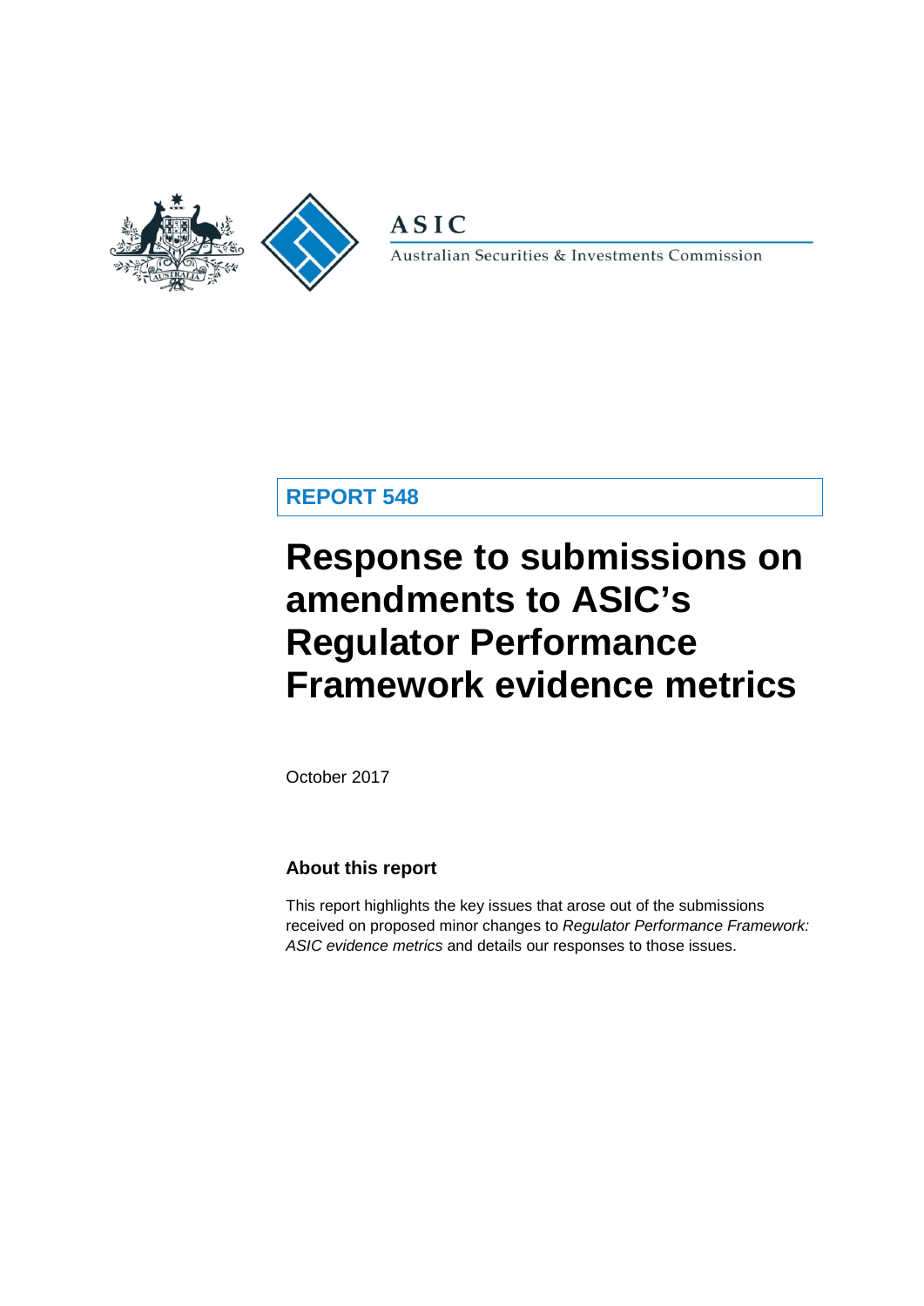ASIC

Australian Securities & Investments Commission

**REPORT 548**

# Response to submissions on amendments to ASIC's Regulator Performance Framework evidence metrics

October 2017

## About this report

This report highlights the key issues that arose out of the submissions received on proposed minor changes to *Regulator Performance Framework: ASIC evidence metrics* and details our responses to those issues.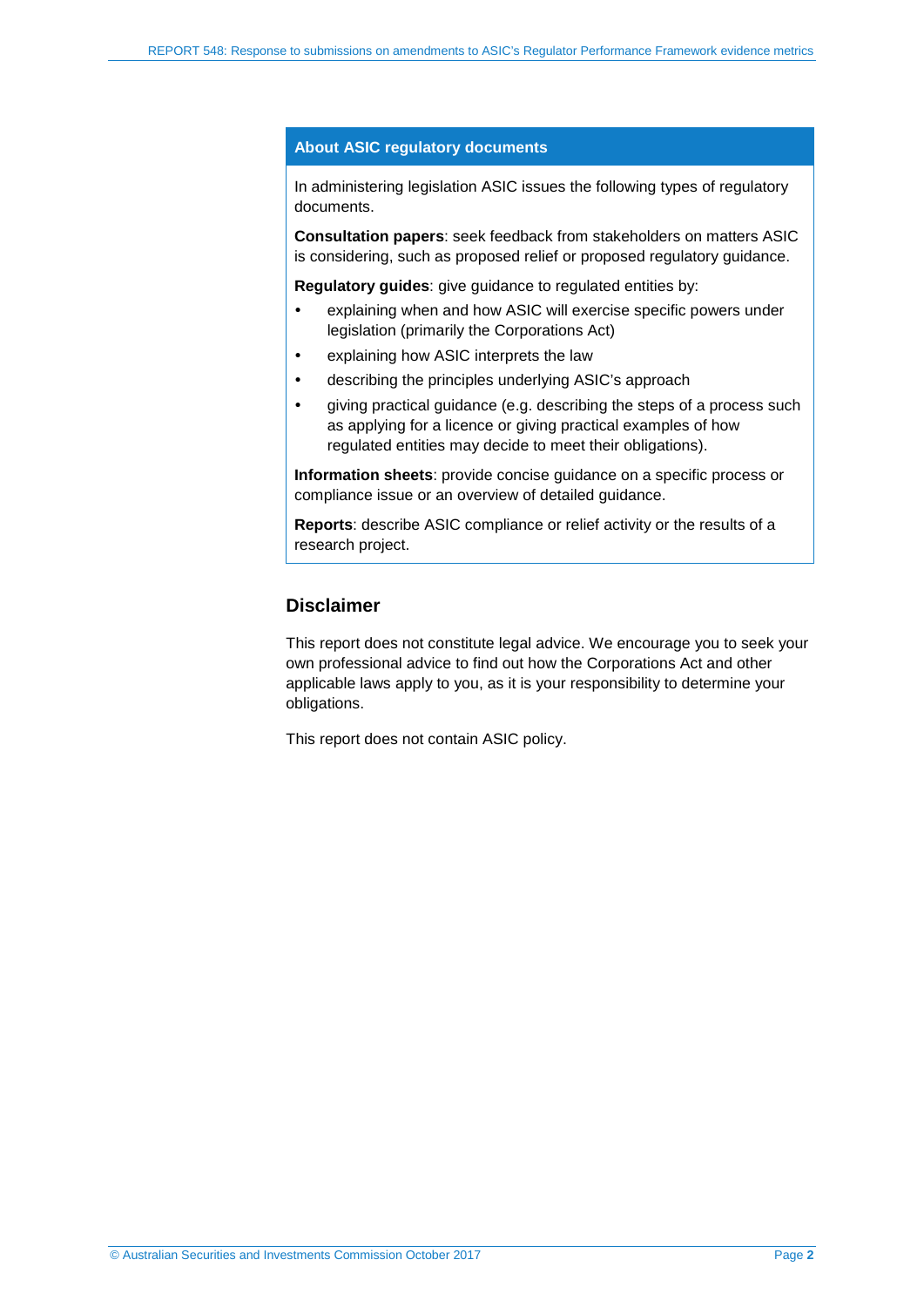### About ASIC regulatory documents

In administering legislation ASIC issues the following types of regulatory documents.

**Consultation papers**: seek feedback from stakeholders on matters ASIC is considering, such as proposed relief or proposed regulatory guidance.

**Regulatory guides**: give guidance to regulated entities by:

- explaining when and how ASIC will exercise specific powers under legislation (primarily the Corporations Act)
- explaining how ASIC interprets the law
- describing the principles underlying ASIC's approach
- giving practical guidance (e.g. describing the steps of a process such as applying for a licence or giving practical examples of how regulated entities may decide to meet their obligations).

**Information sheets**: provide concise guidance on a specific process or compliance issue or an overview of detailed guidance.

**Reports**: describe ASIC compliance or relief activity or the results of a research project.

## Disclaimer

This report does not constitute legal advice. We encourage you to seek your own professional advice to find out how the Corporations Act and other applicable laws apply to you, as it is your responsibility to determine your obligations.

This report does not contain ASIC policy.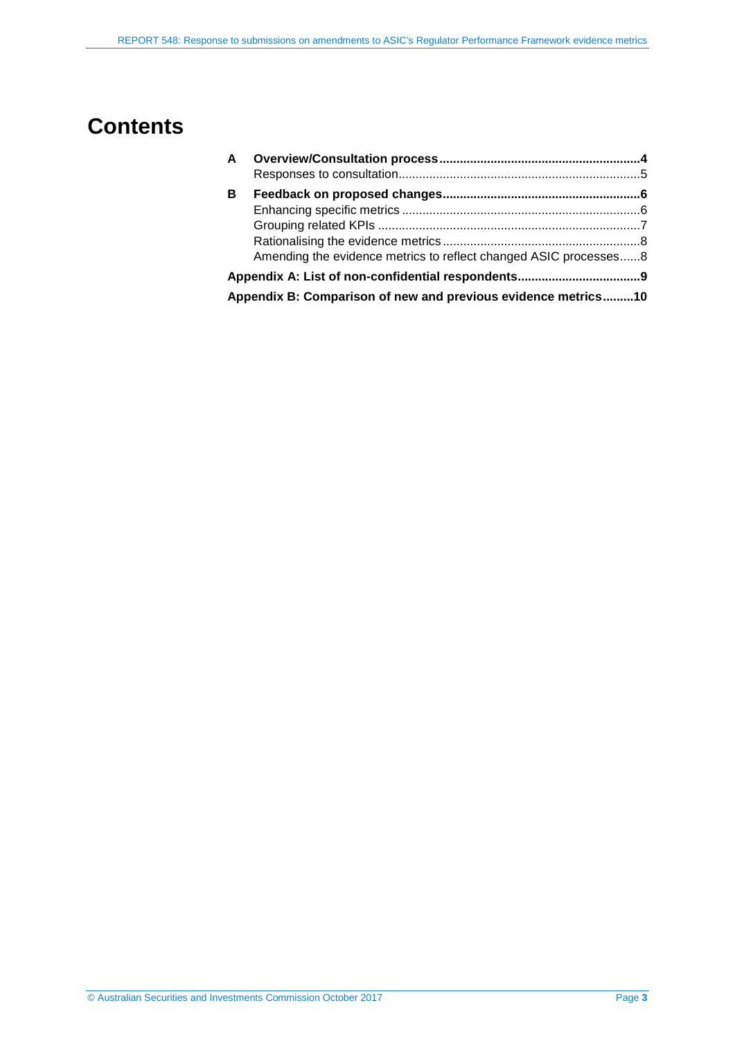# Contents

| | | |
|---|---|---|
| **A** | **Overview/Consultation process** | **4** |
| | Responses to consultation | 5 |
| **B** | **Feedback on proposed changes** | **6** |
| | Enhancing specific metrics | 6 |
| | Grouping related KPIs | 7 |
| | Rationalising the evidence metrics | 8 |
| | Amending the evidence metrics to reflect changed ASIC processes | 8 |
| **Appendix A: List of non-confidential respondents** | | **9** |
| **Appendix B: Comparison of new and previous evidence metrics** | | **10** |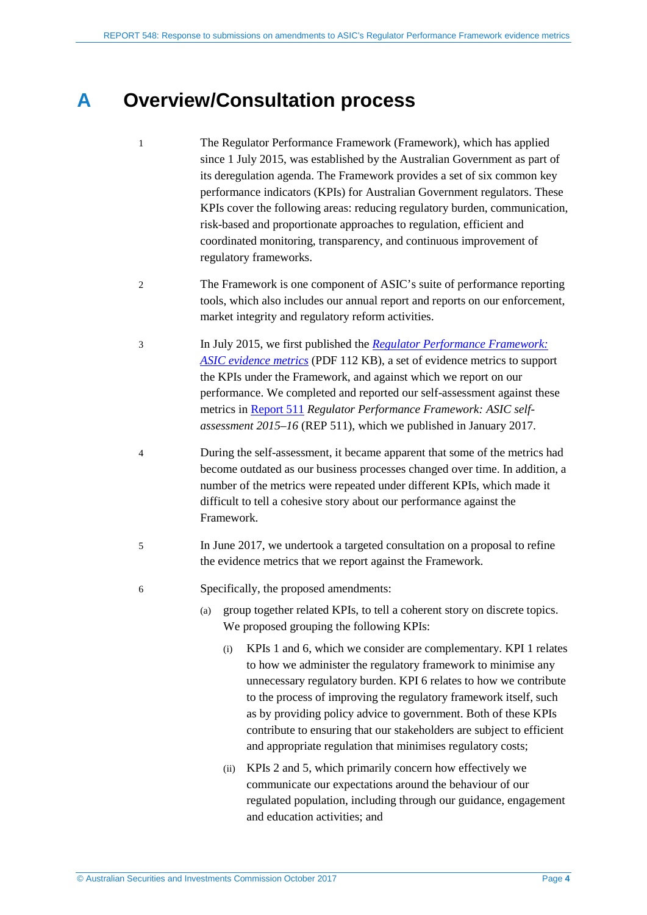# A Overview/Consultation process

1 The Regulator Performance Framework (Framework), which has applied since 1 July 2015, was established by the Australian Government as part of its deregulation agenda. The Framework provides a set of six common key performance indicators (KPIs) for Australian Government regulators. These KPIs cover the following areas: reducing regulatory burden, communication, risk-based and proportionate approaches to regulation, efficient and coordinated monitoring, transparency, and continuous improvement of regulatory frameworks.

2 The Framework is one component of ASIC's suite of performance reporting tools, which also includes our annual report and reports on our enforcement, market integrity and regulatory reform activities.

3 In July 2015, we first published the *Regulator Performance Framework: ASIC evidence metrics* (PDF 112 KB), a set of evidence metrics to support the KPIs under the Framework, and against which we report on our performance. We completed and reported our self-assessment against these metrics in Report 511 *Regulator Performance Framework: ASIC self-assessment 2015–16* (REP 511), which we published in January 2017.

4 During the self-assessment, it became apparent that some of the metrics had become outdated as our business processes changed over time. In addition, a number of the metrics were repeated under different KPIs, which made it difficult to tell a cohesive story about our performance against the Framework.

5 In June 2017, we undertook a targeted consultation on a proposal to refine the evidence metrics that we report against the Framework.

6 Specifically, the proposed amendments:

(a) group together related KPIs, to tell a coherent story on discrete topics. We proposed grouping the following KPIs:

(i) KPIs 1 and 6, which we consider are complementary. KPI 1 relates to how we administer the regulatory framework to minimise any unnecessary regulatory burden. KPI 6 relates to how we contribute to the process of improving the regulatory framework itself, such as by providing policy advice to government. Both of these KPIs contribute to ensuring that our stakeholders are subject to efficient and appropriate regulation that minimises regulatory costs;

(ii) KPIs 2 and 5, which primarily concern how effectively we communicate our expectations around the behaviour of our regulated population, including through our guidance, engagement and education activities; and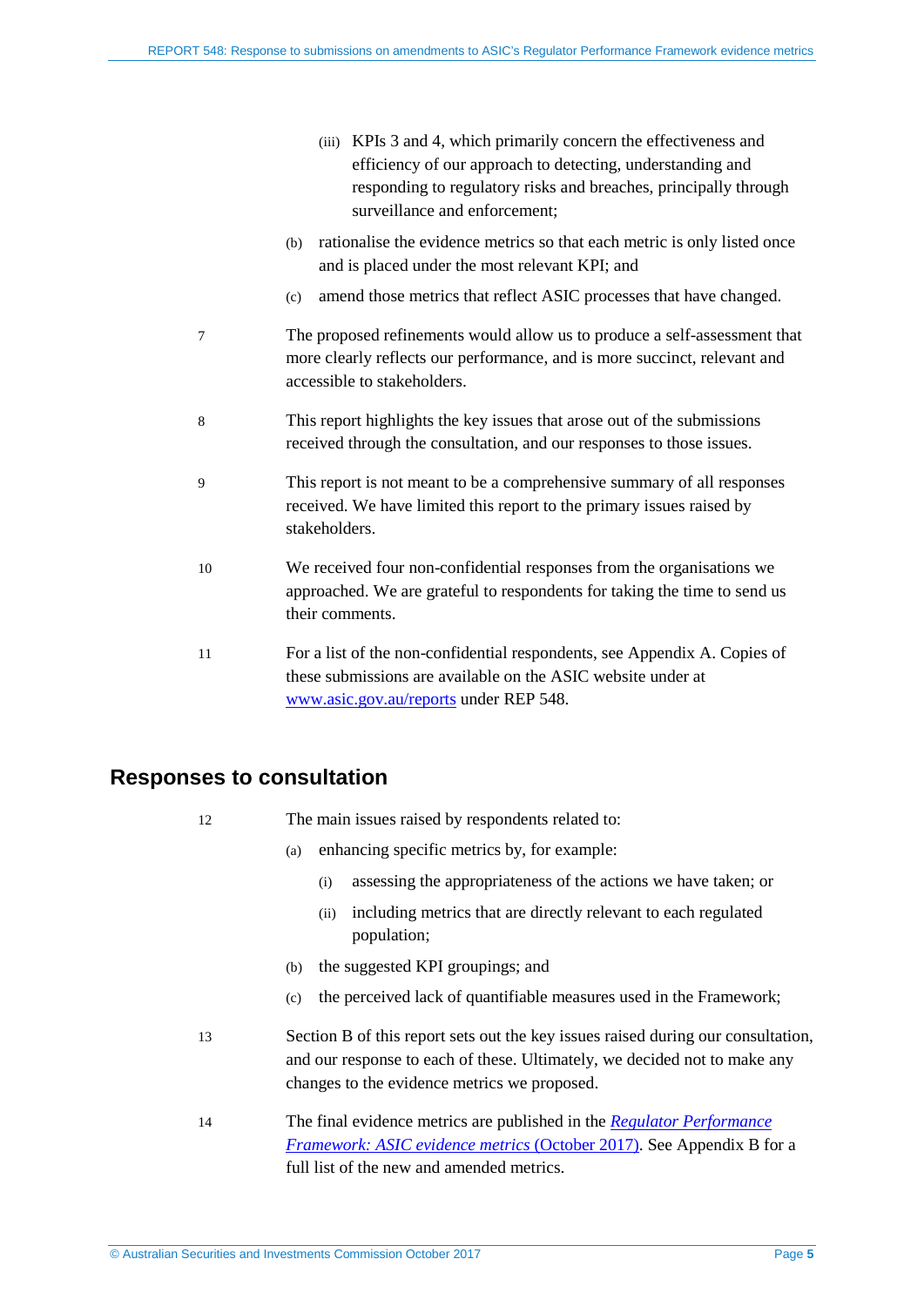(iii) KPIs 3 and 4, which primarily concern the effectiveness and efficiency of our approach to detecting, understanding and responding to regulatory risks and breaches, principally through surveillance and enforcement;

(b) rationalise the evidence metrics so that each metric is only listed once and is placed under the most relevant KPI; and

(c) amend those metrics that reflect ASIC processes that have changed.

7 The proposed refinements would allow us to produce a self-assessment that more clearly reflects our performance, and is more succinct, relevant and accessible to stakeholders.

8 This report highlights the key issues that arose out of the submissions received through the consultation, and our responses to those issues.

9 This report is not meant to be a comprehensive summary of all responses received. We have limited this report to the primary issues raised by stakeholders.

10 We received four non-confidential responses from the organisations we approached. We are grateful to respondents for taking the time to send us their comments.

11 For a list of the non-confidential respondents, see Appendix A. Copies of these submissions are available on the ASIC website under at [www.asic.gov.au/reports](www.asic.gov.au/reports) under REP 548.

## Responses to consultation

12 The main issues raised by respondents related to:

(a) enhancing specific metrics by, for example:

(i) assessing the appropriateness of the actions we have taken; or

(ii) including metrics that are directly relevant to each regulated population;

(b) the suggested KPI groupings; and

(c) the perceived lack of quantifiable measures used in the Framework;

13 Section B of this report sets out the key issues raised during our consultation, and our response to each of these. Ultimately, we decided not to make any changes to the evidence metrics we proposed.

14 The final evidence metrics are published in the *Regulator Performance Framework: ASIC evidence metrics* (October 2017). See Appendix B for a full list of the new and amended metrics.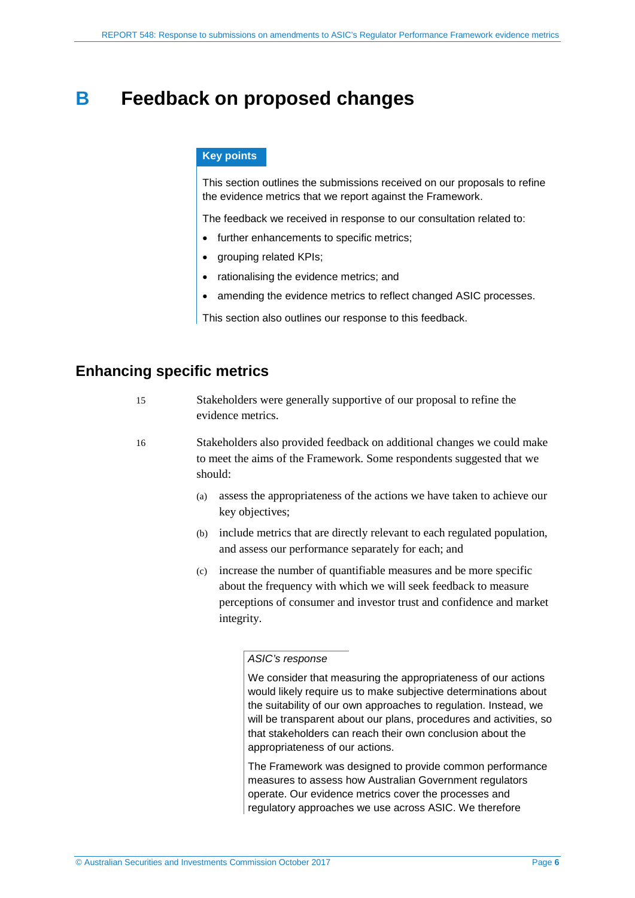# B Feedback on proposed changes

**Key points**

This section outlines the submissions received on our proposals to refine the evidence metrics that we report against the Framework.

The feedback we received in response to our consultation related to:

- further enhancements to specific metrics;
- grouping related KPIs;
- rationalising the evidence metrics; and
- amending the evidence metrics to reflect changed ASIC processes.

This section also outlines our response to this feedback.

## Enhancing specific metrics

15 Stakeholders were generally supportive of our proposal to refine the evidence metrics.

16 Stakeholders also provided feedback on additional changes we could make to meet the aims of the Framework. Some respondents suggested that we should:

(a) assess the appropriateness of the actions we have taken to achieve our key objectives;

(b) include metrics that are directly relevant to each regulated population, and assess our performance separately for each; and

(c) increase the number of quantifiable measures and be more specific about the frequency with which we will seek feedback to measure perceptions of consumer and investor trust and confidence and market integrity.

*ASIC's response*

We consider that measuring the appropriateness of our actions would likely require us to make subjective determinations about the suitability of our own approaches to regulation. Instead, we will be transparent about our plans, procedures and activities, so that stakeholders can reach their own conclusion about the appropriateness of our actions.

The Framework was designed to provide common performance measures to assess how Australian Government regulators operate. Our evidence metrics cover the processes and regulatory approaches we use across ASIC. We therefore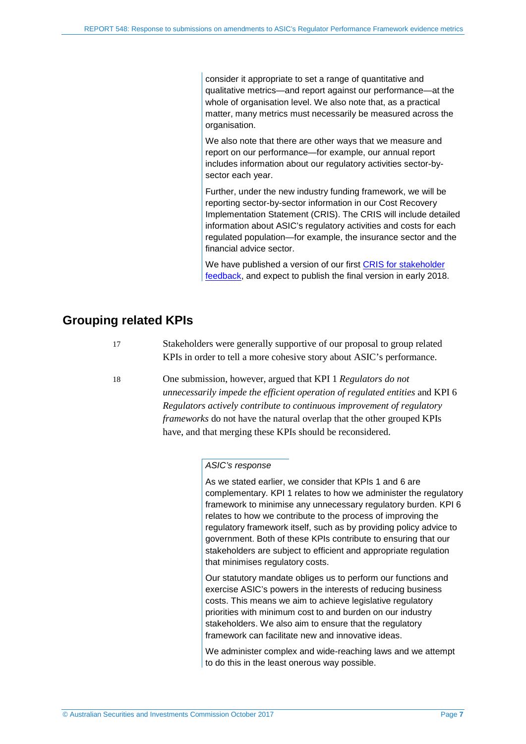consider it appropriate to set a range of quantitative and qualitative metrics—and report against our performance—at the whole of organisation level. We also note that, as a practical matter, many metrics must necessarily be measured across the organisation.

We also note that there are other ways that we measure and report on our performance—for example, our annual report includes information about our regulatory activities sector-by-sector each year.

Further, under the new industry funding framework, we will be reporting sector-by-sector information in our Cost Recovery Implementation Statement (CRIS). The CRIS will include detailed information about ASIC's regulatory activities and costs for each regulated population—for example, the insurance sector and the financial advice sector.

We have published a version of our first CRIS for stakeholder feedback, and expect to publish the final version in early 2018.

## Grouping related KPIs

17 Stakeholders were generally supportive of our proposal to group related KPIs in order to tell a more cohesive story about ASIC's performance.

18 One submission, however, argued that KPI 1 *Regulators do not unnecessarily impede the efficient operation of regulated entities* and KPI 6 *Regulators actively contribute to continuous improvement of regulatory frameworks* do not have the natural overlap that the other grouped KPIs have, and that merging these KPIs should be reconsidered.

*ASIC's response*

As we stated earlier, we consider that KPIs 1 and 6 are complementary. KPI 1 relates to how we administer the regulatory framework to minimise any unnecessary regulatory burden. KPI 6 relates to how we contribute to the process of improving the regulatory framework itself, such as by providing policy advice to government. Both of these KPIs contribute to ensuring that our stakeholders are subject to efficient and appropriate regulation that minimises regulatory costs.

Our statutory mandate obliges us to perform our functions and exercise ASIC's powers in the interests of reducing business costs. This means we aim to achieve legislative regulatory priorities with minimum cost to and burden on our industry stakeholders. We also aim to ensure that the regulatory framework can facilitate new and innovative ideas.

We administer complex and wide-reaching laws and we attempt to do this in the least onerous way possible.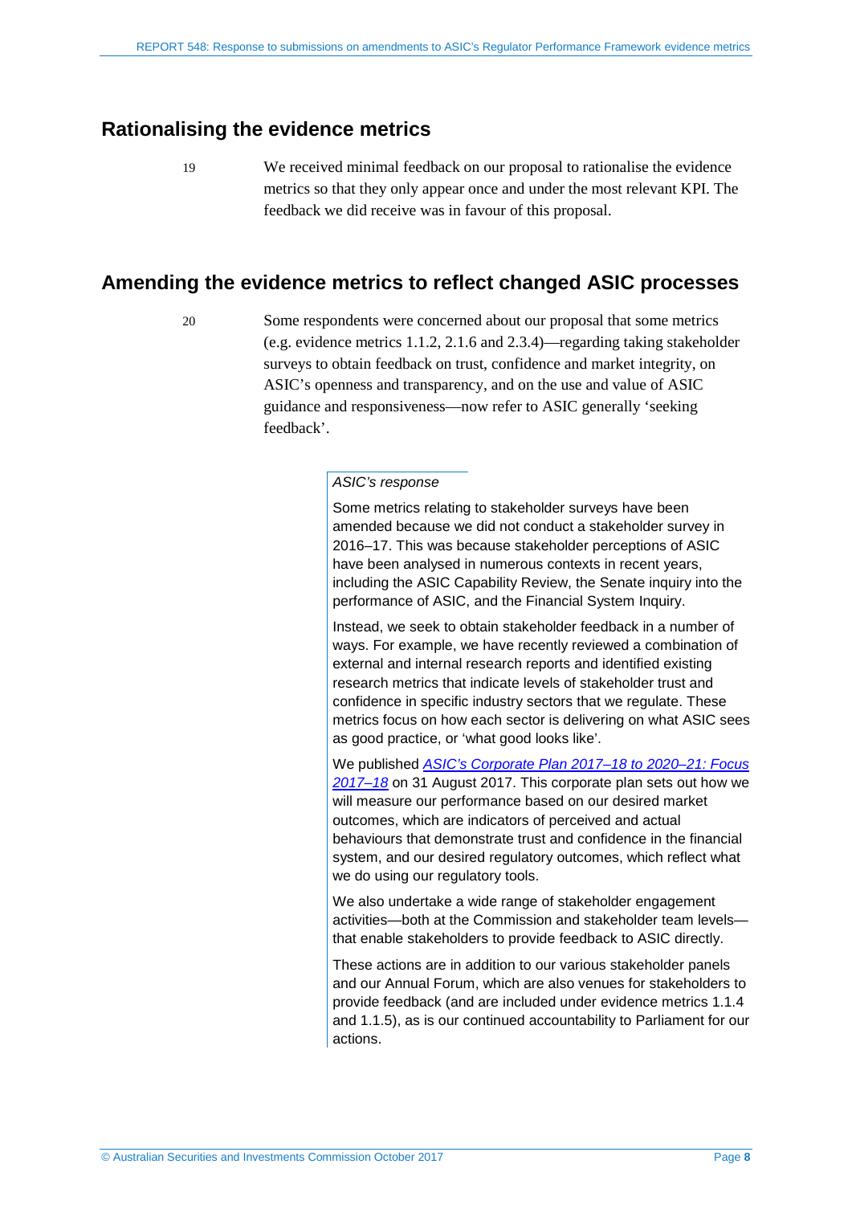## Rationalising the evidence metrics

19 We received minimal feedback on our proposal to rationalise the evidence metrics so that they only appear once and under the most relevant KPI. The feedback we did receive was in favour of this proposal.

## Amending the evidence metrics to reflect changed ASIC processes

20 Some respondents were concerned about our proposal that some metrics (e.g. evidence metrics 1.1.2, 2.1.6 and 2.3.4)—regarding taking stakeholder surveys to obtain feedback on trust, confidence and market integrity, on ASIC's openness and transparency, and on the use and value of ASIC guidance and responsiveness—now refer to ASIC generally 'seeking feedback'.

> *ASIC's response*
>
> Some metrics relating to stakeholder surveys have been amended because we did not conduct a stakeholder survey in 2016–17. This was because stakeholder perceptions of ASIC have been analysed in numerous contexts in recent years, including the ASIC Capability Review, the Senate inquiry into the performance of ASIC, and the Financial System Inquiry.
>
> Instead, we seek to obtain stakeholder feedback in a number of ways. For example, we have recently reviewed a combination of external and internal research reports and identified existing research metrics that indicate levels of stakeholder trust and confidence in specific industry sectors that we regulate. These metrics focus on how each sector is delivering on what ASIC sees as good practice, or 'what good looks like'.
>
> We published *ASIC's Corporate Plan 2017–18 to 2020–21: Focus 2017–18* on 31 August 2017. This corporate plan sets out how we will measure our performance based on our desired market outcomes, which are indicators of perceived and actual behaviours that demonstrate trust and confidence in the financial system, and our desired regulatory outcomes, which reflect what we do using our regulatory tools.
>
> We also undertake a wide range of stakeholder engagement activities—both at the Commission and stakeholder team levels—that enable stakeholders to provide feedback to ASIC directly.
>
> These actions are in addition to our various stakeholder panels and our Annual Forum, which are also venues for stakeholders to provide feedback (and are included under evidence metrics 1.1.4 and 1.1.5), as is our continued accountability to Parliament for our actions.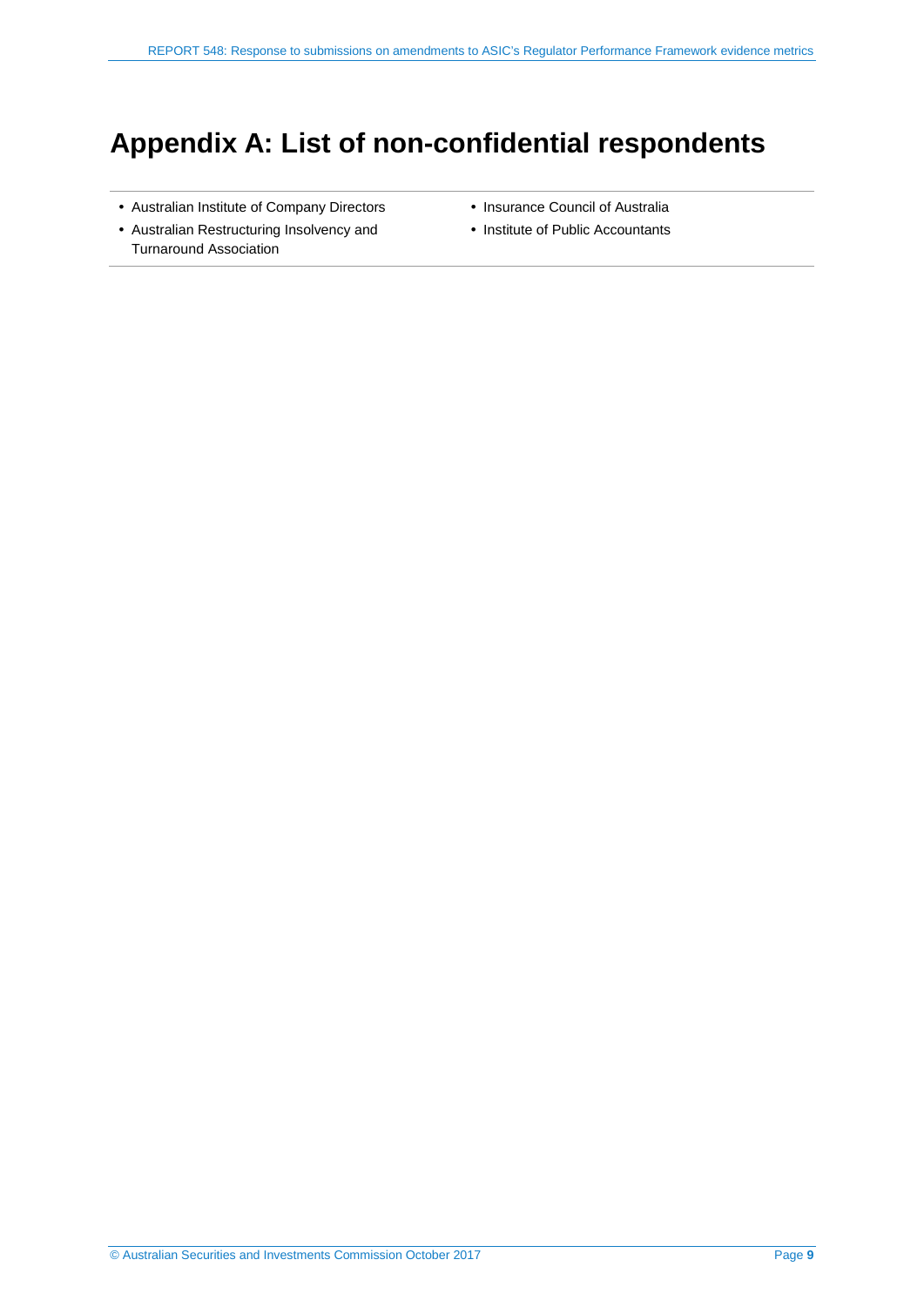# Appendix A: List of non-confidential respondents

- Australian Institute of Company Directors
- Australian Restructuring Insolvency and Turnaround Association
- Insurance Council of Australia
- Institute of Public Accountants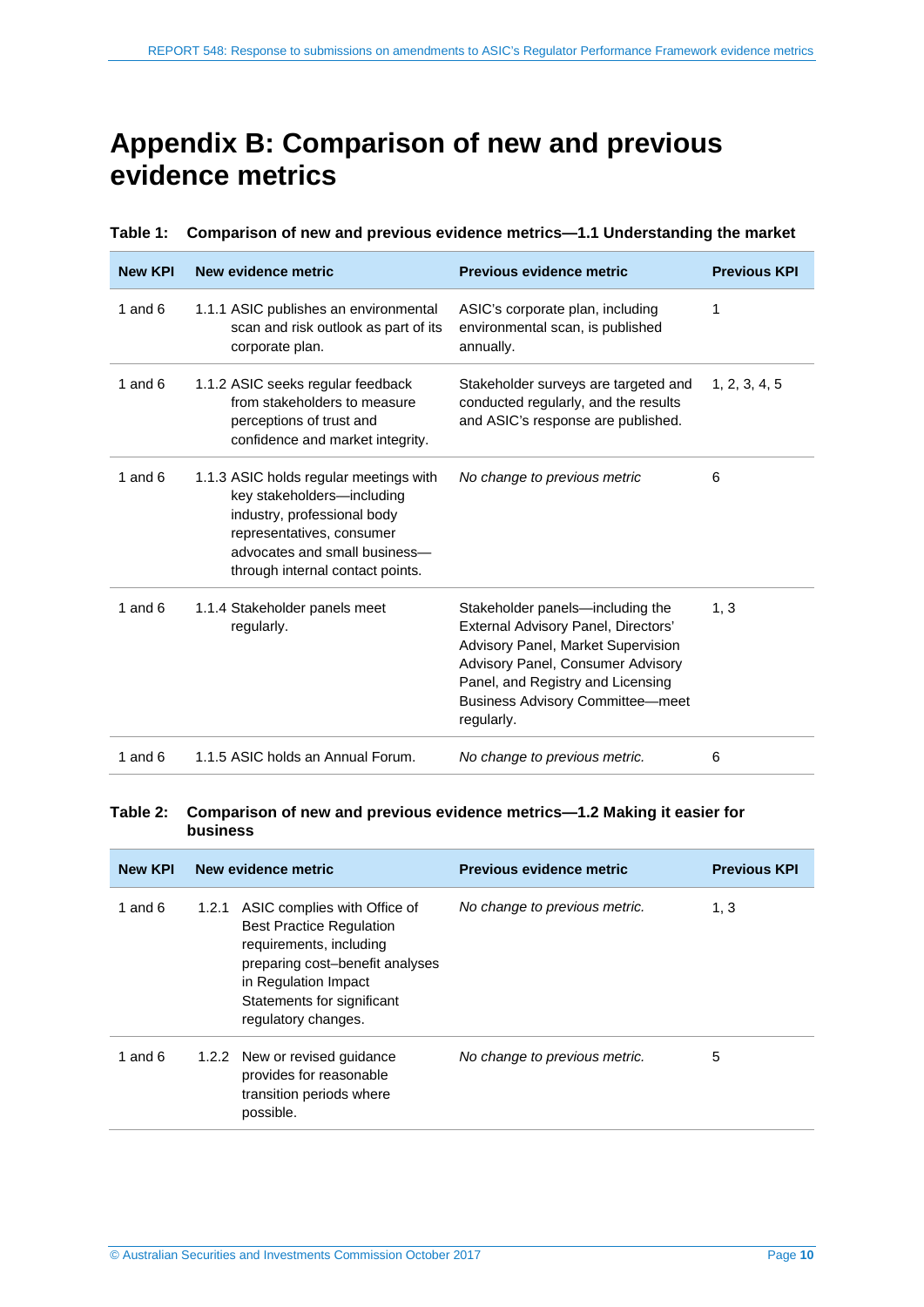# Appendix B: Comparison of new and previous evidence metrics

**Table 1: Comparison of new and previous evidence metrics—1.1 Understanding the market**

| New KPI | New evidence metric | Previous evidence metric | Previous KPI |
|---|---|---|---|
| 1 and 6 | 1.1.1 ASIC publishes an environmental scan and risk outlook as part of its corporate plan. | ASIC's corporate plan, including environmental scan, is published annually. | 1 |
| 1 and 6 | 1.1.2 ASIC seeks regular feedback from stakeholders to measure perceptions of trust and confidence and market integrity. | Stakeholder surveys are targeted and conducted regularly, and the results and ASIC's response are published. | 1, 2, 3, 4, 5 |
| 1 and 6 | 1.1.3 ASIC holds regular meetings with key stakeholders—including industry, professional body representatives, consumer advocates and small business—through internal contact points. | *No change to previous metric* | 6 |
| 1 and 6 | 1.1.4 Stakeholder panels meet regularly. | Stakeholder panels—including the External Advisory Panel, Directors' Advisory Panel, Market Supervision Advisory Panel, Consumer Advisory Panel, and Registry and Licensing Business Advisory Committee—meet regularly. | 1, 3 |
| 1 and 6 | 1.1.5 ASIC holds an Annual Forum. | *No change to previous metric.* | 6 |

**Table 2: Comparison of new and previous evidence metrics—1.2 Making it easier for business**

| New KPI | New evidence metric | Previous evidence metric | Previous KPI |
|---|---|---|---|
| 1 and 6 | 1.2.1 ASIC complies with Office of Best Practice Regulation requirements, including preparing cost–benefit analyses in Regulation Impact Statements for significant regulatory changes. | *No change to previous metric.* | 1, 3 |
| 1 and 6 | 1.2.2 New or revised guidance provides for reasonable transition periods where possible. | *No change to previous metric.* | 5 |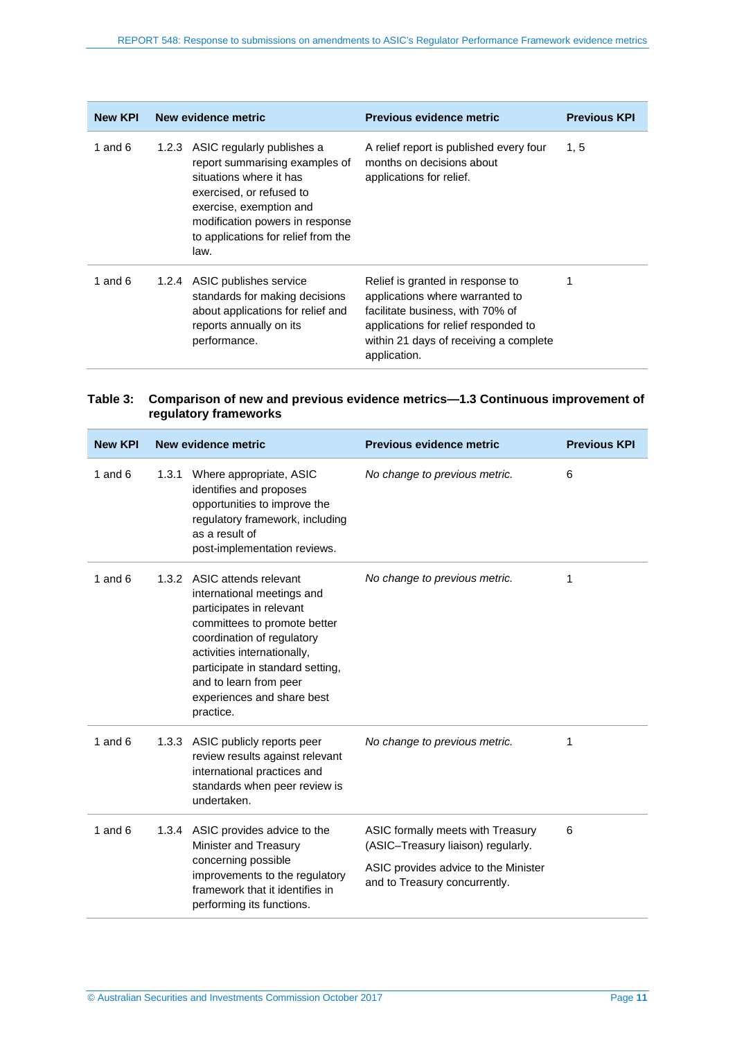| New KPI | New evidence metric | Previous evidence metric | Previous KPI |
|---|---|---|---|
| 1 and 6 | 1.2.3 ASIC regularly publishes a report summarising examples of situations where it has exercised, or refused to exercise, exemption and modification powers in response to applications for relief from the law. | A relief report is published every four months on decisions about applications for relief. | 1, 5 |
| 1 and 6 | 1.2.4 ASIC publishes service standards for making decisions about applications for relief and reports annually on its performance. | Relief is granted in response to applications where warranted to facilitate business, with 70% of applications for relief responded to within 21 days of receiving a complete application. | 1 |

**Table 3: Comparison of new and previous evidence metrics—1.3 Continuous improvement of regulatory frameworks**

| New KPI | New evidence metric | Previous evidence metric | Previous KPI |
|---|---|---|---|
| 1 and 6 | 1.3.1 Where appropriate, ASIC identifies and proposes opportunities to improve the regulatory framework, including as a result of post-implementation reviews. | *No change to previous metric.* | 6 |
| 1 and 6 | 1.3.2 ASIC attends relevant international meetings and participates in relevant committees to promote better coordination of regulatory activities internationally, participate in standard setting, and to learn from peer experiences and share best practice. | *No change to previous metric.* | 1 |
| 1 and 6 | 1.3.3 ASIC publicly reports peer review results against relevant international practices and standards when peer review is undertaken. | *No change to previous metric.* | 1 |
| 1 and 6 | 1.3.4 ASIC provides advice to the Minister and Treasury concerning possible improvements to the regulatory framework that it identifies in performing its functions. | ASIC formally meets with Treasury (ASIC–Treasury liaison) regularly. ASIC provides advice to the Minister and to Treasury concurrently. | 6 |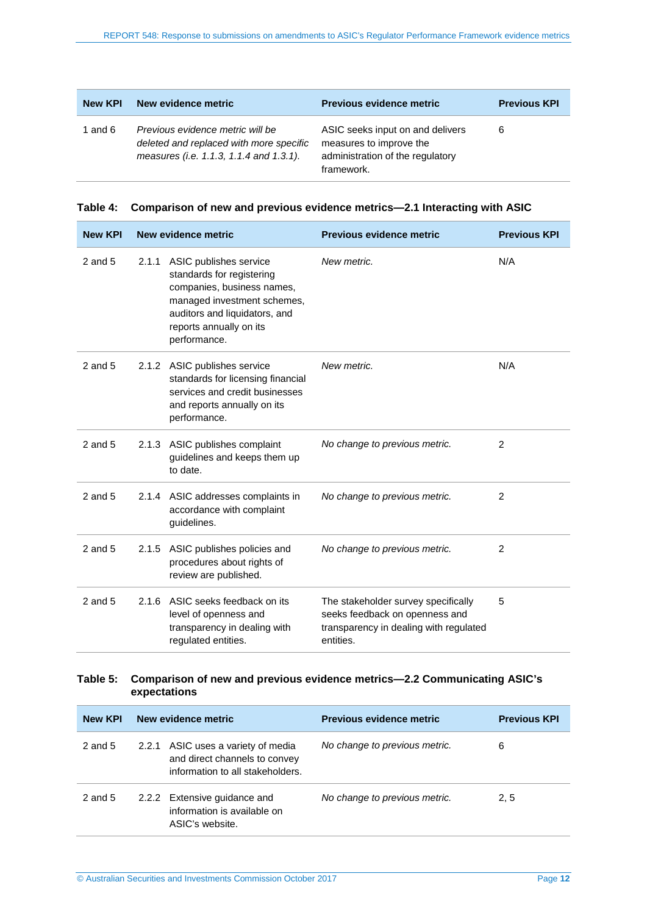| New KPI | New evidence metric | Previous evidence metric | Previous KPI |
|---|---|---|---|
| 1 and 6 | *Previous evidence metric will be deleted and replaced with more specific measures (i.e. 1.1.3, 1.1.4 and 1.3.1).* | ASIC seeks input on and delivers measures to improve the administration of the regulatory framework. | 6 |

**Table 4: Comparison of new and previous evidence metrics—2.1 Interacting with ASIC**

| New KPI | New evidence metric | Previous evidence metric | Previous KPI |
|---|---|---|---|
| 2 and 5 | 2.1.1 ASIC publishes service standards for registering companies, business names, managed investment schemes, auditors and liquidators, and reports annually on its performance. | *New metric.* | N/A |
| 2 and 5 | 2.1.2 ASIC publishes service standards for licensing financial services and credit businesses and reports annually on its performance. | *New metric.* | N/A |
| 2 and 5 | 2.1.3 ASIC publishes complaint guidelines and keeps them up to date. | *No change to previous metric.* | 2 |
| 2 and 5 | 2.1.4 ASIC addresses complaints in accordance with complaint guidelines. | *No change to previous metric.* | 2 |
| 2 and 5 | 2.1.5 ASIC publishes policies and procedures about rights of review are published. | *No change to previous metric.* | 2 |
| 2 and 5 | 2.1.6 ASIC seeks feedback on its level of openness and transparency in dealing with regulated entities. | The stakeholder survey specifically seeks feedback on openness and transparency in dealing with regulated entities. | 5 |

**Table 5: Comparison of new and previous evidence metrics—2.2 Communicating ASIC's expectations**

| New KPI | New evidence metric | Previous evidence metric | Previous KPI |
|---|---|---|---|
| 2 and 5 | 2.2.1 ASIC uses a variety of media and direct channels to convey information to all stakeholders. | *No change to previous metric.* | 6 |
| 2 and 5 | 2.2.2 Extensive guidance and information is available on ASIC's website. | *No change to previous metric.* | 2, 5 |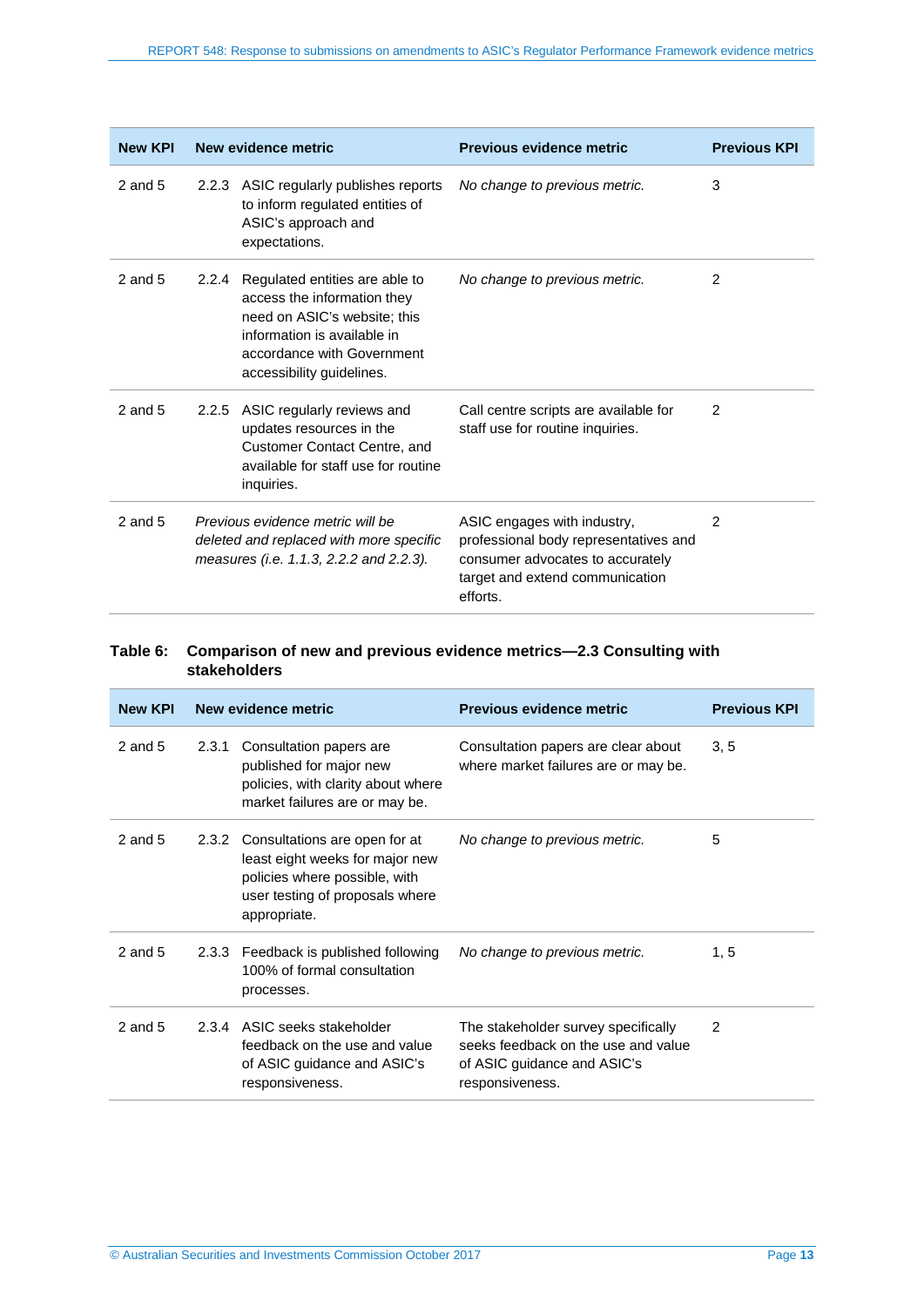| New KPI | New evidence metric | Previous evidence metric | Previous KPI |
|---|---|---|---|
| 2 and 5 | 2.2.3 ASIC regularly publishes reports to inform regulated entities of ASIC's approach and expectations. | *No change to previous metric.* | 3 |
| 2 and 5 | 2.2.4 Regulated entities are able to access the information they need on ASIC's website; this information is available in accordance with Government accessibility guidelines. | *No change to previous metric.* | 2 |
| 2 and 5 | 2.2.5 ASIC regularly reviews and updates resources in the Customer Contact Centre, and available for staff use for routine inquiries. | Call centre scripts are available for staff use for routine inquiries. | 2 |
| 2 and 5 | *Previous evidence metric will be deleted and replaced with more specific measures (i.e. 1.1.3, 2.2.2 and 2.2.3).* | ASIC engages with industry, professional body representatives and consumer advocates to accurately target and extend communication efforts. | 2 |

**Table 6: Comparison of new and previous evidence metrics—2.3 Consulting with stakeholders**

| New KPI | New evidence metric | Previous evidence metric | Previous KPI |
|---|---|---|---|
| 2 and 5 | 2.3.1 Consultation papers are published for major new policies, with clarity about where market failures are or may be. | Consultation papers are clear about where market failures are or may be. | 3, 5 |
| 2 and 5 | 2.3.2 Consultations are open for at least eight weeks for major new policies where possible, with user testing of proposals where appropriate. | *No change to previous metric.* | 5 |
| 2 and 5 | 2.3.3 Feedback is published following 100% of formal consultation processes. | *No change to previous metric.* | 1, 5 |
| 2 and 5 | 2.3.4 ASIC seeks stakeholder feedback on the use and value of ASIC guidance and ASIC's responsiveness. | The stakeholder survey specifically seeks feedback on the use and value of ASIC guidance and ASIC's responsiveness. | 2 |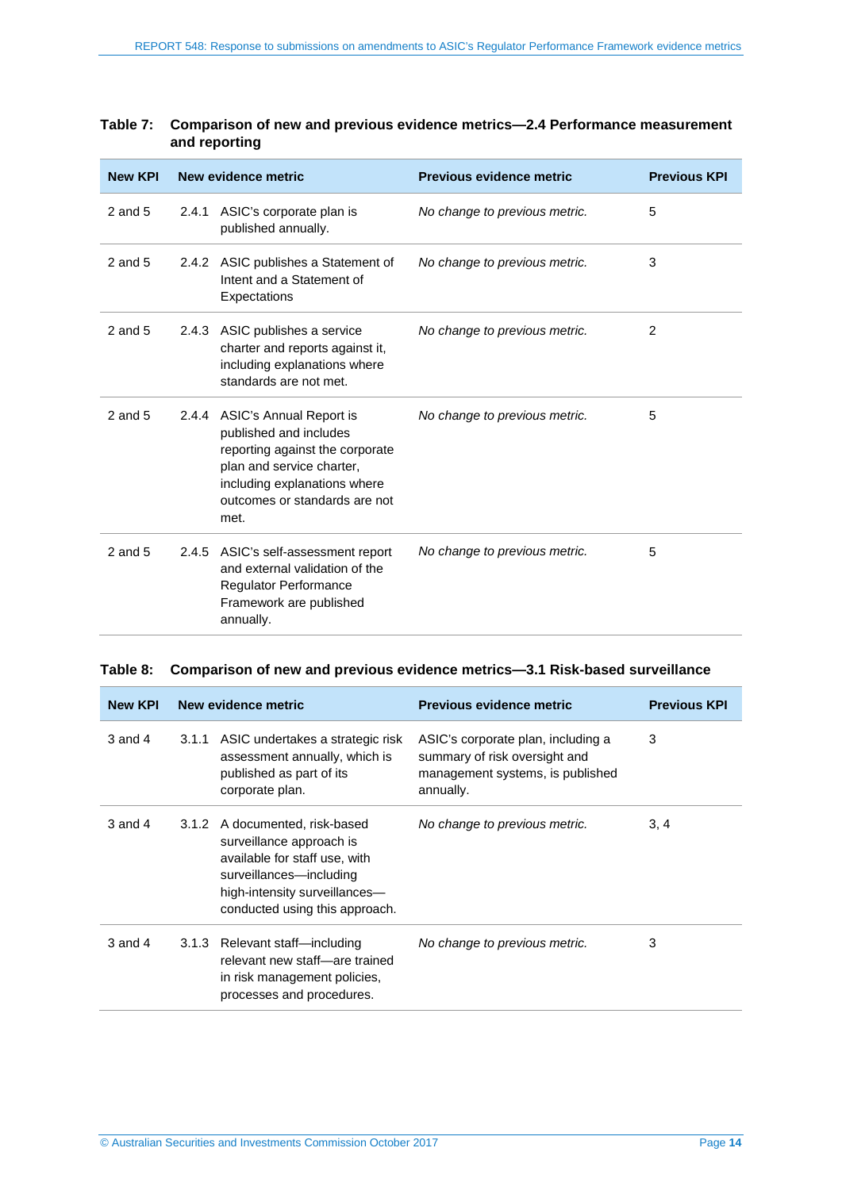**Table 7: Comparison of new and previous evidence metrics—2.4 Performance measurement and reporting**

| New KPI | New evidence metric | Previous evidence metric | Previous KPI |
|---|---|---|---|
| 2 and 5 | 2.4.1 ASIC's corporate plan is published annually. | *No change to previous metric.* | 5 |
| 2 and 5 | 2.4.2 ASIC publishes a Statement of Intent and a Statement of Expectations | *No change to previous metric.* | 3 |
| 2 and 5 | 2.4.3 ASIC publishes a service charter and reports against it, including explanations where standards are not met. | *No change to previous metric.* | 2 |
| 2 and 5 | 2.4.4 ASIC's Annual Report is published and includes reporting against the corporate plan and service charter, including explanations where outcomes or standards are not met. | *No change to previous metric.* | 5 |
| 2 and 5 | 2.4.5 ASIC's self-assessment report and external validation of the Regulator Performance Framework are published annually. | *No change to previous metric.* | 5 |

**Table 8: Comparison of new and previous evidence metrics—3.1 Risk-based surveillance**

| New KPI | New evidence metric | Previous evidence metric | Previous KPI |
|---|---|---|---|
| 3 and 4 | 3.1.1 ASIC undertakes a strategic risk assessment annually, which is published as part of its corporate plan. | ASIC's corporate plan, including a summary of risk oversight and management systems, is published annually. | 3 |
| 3 and 4 | 3.1.2 A documented, risk-based surveillance approach is available for staff use, with surveillances—including high-intensity surveillances—conducted using this approach. | *No change to previous metric.* | 3, 4 |
| 3 and 4 | 3.1.3 Relevant staff—including relevant new staff—are trained in risk management policies, processes and procedures. | *No change to previous metric.* | 3 |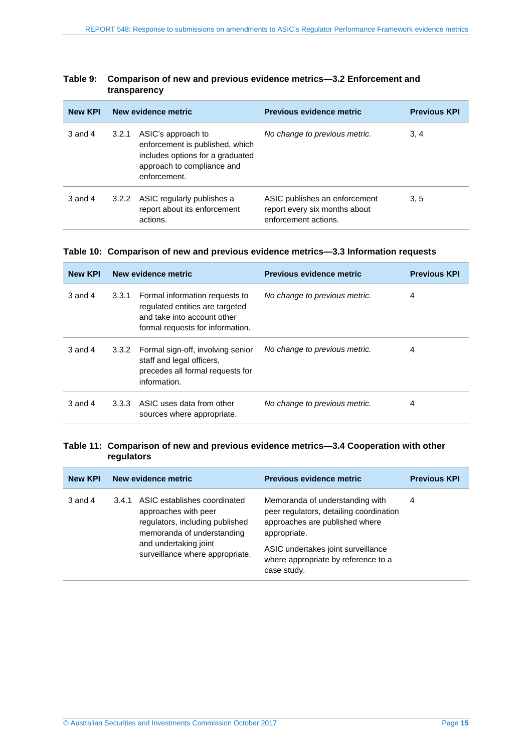**Table 9: Comparison of new and previous evidence metrics—3.2 Enforcement and transparency**

| New KPI | New evidence metric | Previous evidence metric | Previous KPI |
|---|---|---|---|
| 3 and 4 | 3.2.1 ASIC's approach to enforcement is published, which includes options for a graduated approach to compliance and enforcement. | *No change to previous metric.* | 3, 4 |
| 3 and 4 | 3.2.2 ASIC regularly publishes a report about its enforcement actions. | ASIC publishes an enforcement report every six months about enforcement actions. | 3, 5 |

**Table 10: Comparison of new and previous evidence metrics—3.3 Information requests**

| New KPI | New evidence metric | Previous evidence metric | Previous KPI |
|---|---|---|---|
| 3 and 4 | 3.3.1 Formal information requests to regulated entities are targeted and take into account other formal requests for information. | *No change to previous metric.* | 4 |
| 3 and 4 | 3.3.2 Formal sign-off, involving senior staff and legal officers, precedes all formal requests for information. | *No change to previous metric.* | 4 |
| 3 and 4 | 3.3.3 ASIC uses data from other sources where appropriate. | *No change to previous metric.* | 4 |

**Table 11: Comparison of new and previous evidence metrics—3.4 Cooperation with other regulators**

| New KPI | New evidence metric | Previous evidence metric | Previous KPI |
|---|---|---|---|
| 3 and 4 | 3.4.1 ASIC establishes coordinated approaches with peer regulators, including published memoranda of understanding and undertaking joint surveillance where appropriate. | Memoranda of understanding with peer regulators, detailing coordination approaches are published where appropriate.<br><br>ASIC undertakes joint surveillance where appropriate by reference to a case study. | 4 |